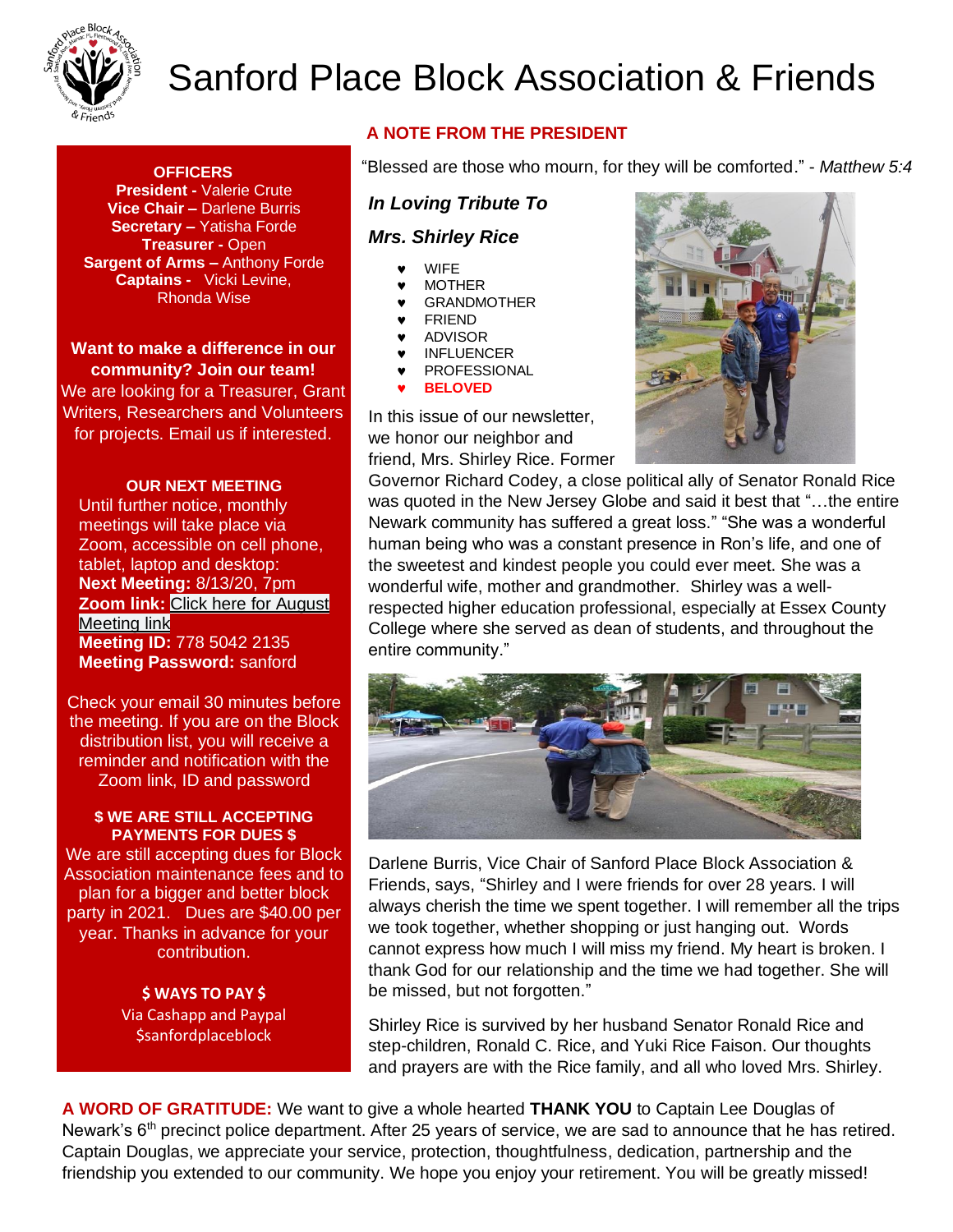# Sanford Place Block Association & Friends

**OFFICERS**
**President -** Valerie Crute
**Vice Chair –** Darlene Burris
**Secretary –** Yatisha Forde
**Treasurer -** Open
**Sargent of Arms –** Anthony Forde
**Captains -** Vicki Levine, Rhonda Wise

**Want to make a difference in our community? Join our team!**
We are looking for a Treasurer, Grant Writers, Researchers and Volunteers for projects. Email us if interested.

**OUR NEXT MEETING**
Until further notice, monthly meetings will take place via Zoom, accessible on cell phone, tablet, laptop and desktop:
**Next Meeting:** 8/13/20, 7pm
**Zoom link:** Click here for August Meeting link
**Meeting ID:** 778 5042 2135
**Meeting Password:** sanford

Check your email 30 minutes before the meeting. If you are on the Block distribution list, you will receive a reminder and notification with the Zoom link, ID and password

**$ WE ARE STILL ACCEPTING PAYMENTS FOR DUES $**
We are still accepting dues for Block Association maintenance fees and to plan for a bigger and better block party in 2021. Dues are $40.00 per year. Thanks in advance for your contribution.

**$ WAYS TO PAY $**
Via Cashapp and Paypal
$sanfordplaceblock

## A NOTE FROM THE PRESIDENT

"Blessed are those who mourn, for they will be comforted." - *Matthew 5:4*

***In Loving Tribute To***

***Mrs. Shirley Rice***

- WIFE
- MOTHER
- GRANDMOTHER
- FRIEND
- ADVISOR
- INFLUENCER
- PROFESSIONAL
- **BELOVED**

In this issue of our newsletter, we honor our neighbor and friend, Mrs. Shirley Rice. Former Governor Richard Codey, a close political ally of Senator Ronald Rice was quoted in the New Jersey Globe and said it best that "…the entire Newark community has suffered a great loss." "She was a wonderful human being who was a constant presence in Ron's life, and one of the sweetest and kindest people you could ever meet. She was a wonderful wife, mother and grandmother. Shirley was a well-respected higher education professional, especially at Essex County College where she served as dean of students, and throughout the entire community."

Darlene Burris, Vice Chair of Sanford Place Block Association & Friends, says, "Shirley and I were friends for over 28 years. I will always cherish the time we spent together. I will remember all the trips we took together, whether shopping or just hanging out. Words cannot express how much I will miss my friend. My heart is broken. I thank God for our relationship and the time we had together. She will be missed, but not forgotten."

Shirley Rice is survived by her husband Senator Ronald Rice and step-children, Ronald C. Rice, and Yuki Rice Faison. Our thoughts and prayers are with the Rice family, and all who loved Mrs. Shirley.

**A WORD OF GRATITUDE:** We want to give a whole hearted **THANK YOU** to Captain Lee Douglas of Newark's 6th precinct police department. After 25 years of service, we are sad to announce that he has retired. Captain Douglas, we appreciate your service, protection, thoughtfulness, dedication, partnership and the friendship you extended to our community. We hope you enjoy your retirement. You will be greatly missed!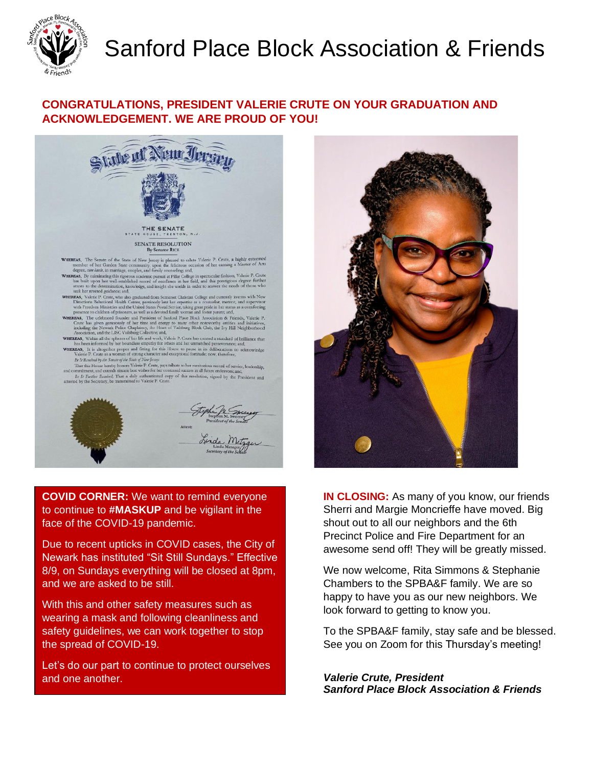# Sanford Place Block Association & Friends

**CONGRATULATIONS, PRESIDENT VALERIE CRUTE ON YOUR GRADUATION AND ACKNOWLEDGEMENT. WE ARE PROUD OF YOU!**

State of New Jersey

THE SENATE

STATE HOUSE, TRENTON, N.J.

SENATE RESOLUTION

By Senator RICE

WHEREAS, The Senate of the State of New Jersey is pleased to salute Valerie P. Crute, a highly esteemed member of her Garden State community, upon the felicitous occasion of her earning a Master of Arts degree, *cum laude*, in marriage, couples, and family counseling; and,

WHEREAS, By culminating this rigorous academic pursuit at Pillar College in spectacular fashion, Valerie P. Crute has built upon her well-established record of excellence in her field, and this prestigious degree further attests to the determination, knowledge, and insight she wields in order to answer the needs of those who seek her revered guidance; and,

WHEREAS, Valerie P. Crute, who also graduated from Somerset Christian College and currently interns with New Directions Behavioral Health Center, previously lent her expertise as a counselor, mentor, and supervisor with Freedom Ministries and the United States Postal Service, taking great pride in her status as a comforting presence to children of prisoners, as well as a devoted family woman and foster parent; and,

WHEREAS, The celebrated founder and President of Sanford Place Block Association & Friends, Valerie P. Crute has given generously of her time and energy to many other noteworthy entities and initiatives, including the Newark Police Chaplaincy, the Heart of Vailsburg Block Club, the Ivy Hill Neighborhood Association, and the LISC Vailsburg Collective; and,

WHEREAS, Within all the spheres of her life and work, Valerie P. Crute has created a standard of brilliance that has been informed by her boundless empathy for others and her unmatched perseverance; and,

WHEREAS, It is altogether proper and fitting for this House to pause in its deliberations to acknowledge Valerie P. Crute as a woman of strong character and exceptional fortitude; now, therefore,

*Be It Resolved by the Senate of the State of New Jersey:*

That this House hereby honors Valerie P. Crute, pays tribute to her meritorious record of service, leadership, and commitment, and extends sincere best wishes for her continued success in all future endeavors; and,

*Be It Further Resolved,* That a duly authenticated copy of this resolution, signed by the President and attested by the Secretary, be transmitted to Valerie P. Crute.

Stephen M. Sweeney
*President of the Senate*

Attest:

Linda Metzger
*Secretary of the Senate*

**COVID CORNER:** We want to remind everyone to continue to **#MASKUP** and be vigilant in the face of the COVID-19 pandemic.

Due to recent upticks in COVID cases, the City of Newark has instituted "Sit Still Sundays." Effective 8/9, on Sundays everything will be closed at 8pm, and we are asked to be still.

With this and other safety measures such as wearing a mask and following cleanliness and safety guidelines, we can work together to stop the spread of COVID-19.

Let's do our part to continue to protect ourselves and one another.

**IN CLOSING:** As many of you know, our friends Sherri and Margie Moncrieffe have moved. Big shout out to all our neighbors and the 6th Precinct Police and Fire Department for an awesome send off! They will be greatly missed.

We now welcome, Rita Simmons & Stephanie Chambers to the SPBA&F family. We are so happy to have you as our new neighbors. We look forward to getting to know you.

To the SPBA&F family, stay safe and be blessed. See you on Zoom for this Thursday's meeting!

***Valerie Crute, President***
***Sanford Place Block Association & Friends***